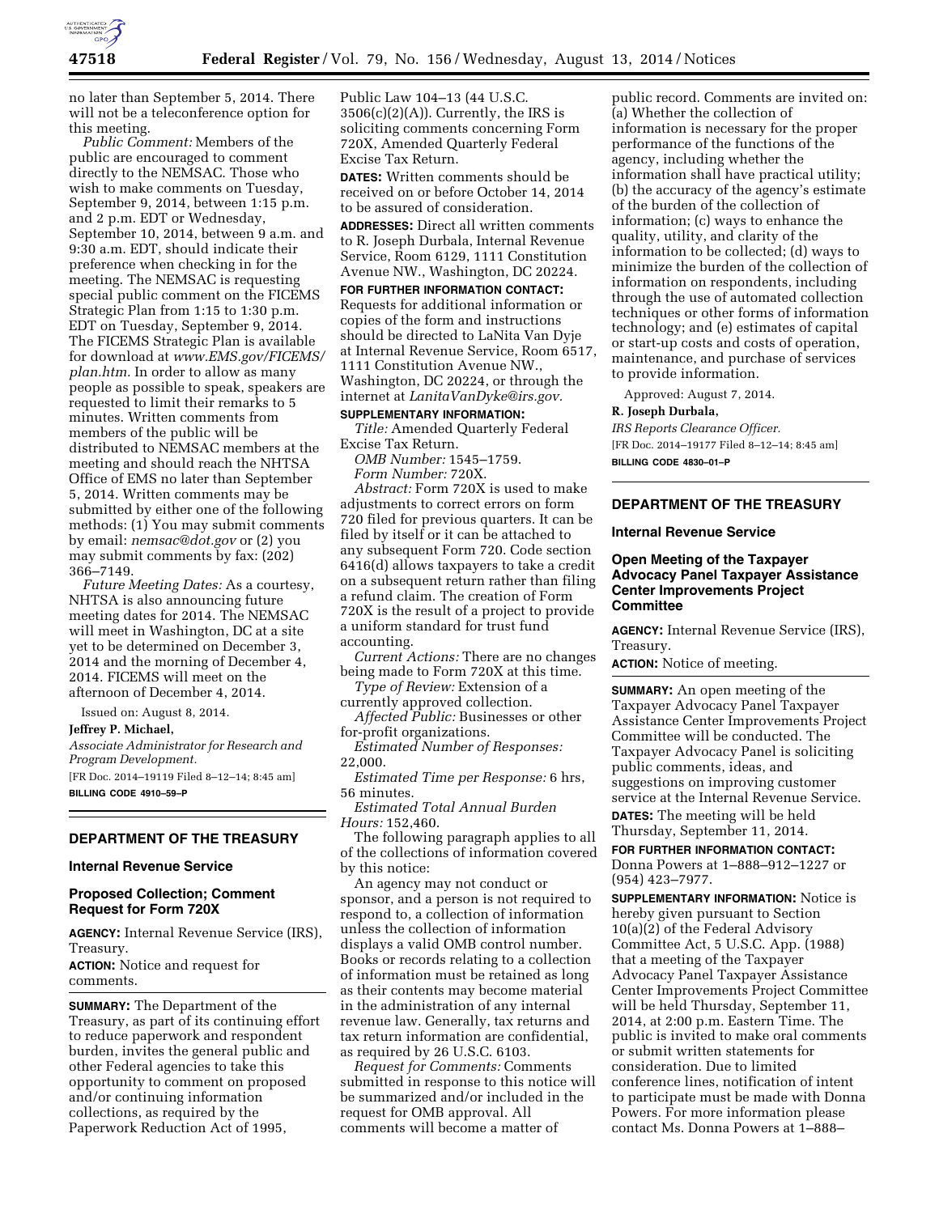no later than September 5, 2014. There will not be a teleconference option for this meeting.

*Public Comment:* Members of the public are encouraged to comment directly to the NEMSAC. Those who wish to make comments on Tuesday, September 9, 2014, between 1:15 p.m. and 2 p.m. EDT or Wednesday, September 10, 2014, between 9 a.m. and 9:30 a.m. EDT, should indicate their preference when checking in for the meeting. The NEMSAC is requesting special public comment on the FICEMS Strategic Plan from 1:15 to 1:30 p.m. EDT on Tuesday, September 9, 2014. The FICEMS Strategic Plan is available for download at *www.EMS.gov/FICEMS/plan.htm.* In order to allow as many people as possible to speak, speakers are requested to limit their remarks to 5 minutes. Written comments from members of the public will be distributed to NEMSAC members at the meeting and should reach the NHTSA Office of EMS no later than September 5, 2014. Written comments may be submitted by either one of the following methods: (1) You may submit comments by email: *nemsac@dot.gov* or (2) you may submit comments by fax: (202) 366–7149.

*Future Meeting Dates:* As a courtesy, NHTSA is also announcing future meeting dates for 2014. The NEMSAC will meet in Washington, DC at a site yet to be determined on December 3, 2014 and the morning of December 4, 2014. FICEMS will meet on the afternoon of December 4, 2014.

Issued on: August 8, 2014.

**Jeffrey P. Michael,**

*Associate Administrator for Research and Program Development.*

[FR Doc. 2014–19119 Filed 8–12–14; 8:45 am]

**BILLING CODE 4910–59–P**

---

## DEPARTMENT OF THE TREASURY

### Internal Revenue Service

### Proposed Collection; Comment Request for Form 720X

**AGENCY:** Internal Revenue Service (IRS), Treasury.

**ACTION:** Notice and request for comments.

**SUMMARY:** The Department of the Treasury, as part of its continuing effort to reduce paperwork and respondent burden, invites the general public and other Federal agencies to take this opportunity to comment on proposed and/or continuing information collections, as required by the Paperwork Reduction Act of 1995, Public Law 104–13 (44 U.S.C. 3506(c)(2)(A)). Currently, the IRS is soliciting comments concerning Form 720X, Amended Quarterly Federal Excise Tax Return.

**DATES:** Written comments should be received on or before October 14, 2014 to be assured of consideration.

**ADDRESSES:** Direct all written comments to R. Joseph Durbala, Internal Revenue Service, Room 6129, 1111 Constitution Avenue NW., Washington, DC 20224.

**FOR FURTHER INFORMATION CONTACT:** Requests for additional information or copies of the form and instructions should be directed to LaNita Van Dyje at Internal Revenue Service, Room 6517, 1111 Constitution Avenue NW., Washington, DC 20224, or through the internet at *LanitaVanDyke@irs.gov.*

**SUPPLEMENTARY INFORMATION:**

*Title:* Amended Quarterly Federal Excise Tax Return.

*OMB Number:* 1545–1759.

*Form Number:* 720X.

*Abstract:* Form 720X is used to make adjustments to correct errors on form 720 filed for previous quarters. It can be filed by itself or it can be attached to any subsequent Form 720. Code section 6416(d) allows taxpayers to take a credit on a subsequent return rather than filing a refund claim. The creation of Form 720X is the result of a project to provide a uniform standard for trust fund accounting.

*Current Actions:* There are no changes being made to Form 720X at this time.

*Type of Review:* Extension of a currently approved collection.

*Affected Public:* Businesses or other for-profit organizations.

*Estimated Number of Responses:* 22,000.

*Estimated Time per Response:* 6 hrs, 56 minutes.

*Estimated Total Annual Burden Hours:* 152,460.

The following paragraph applies to all of the collections of information covered by this notice:

An agency may not conduct or sponsor, and a person is not required to respond to, a collection of information unless the collection of information displays a valid OMB control number. Books or records relating to a collection of information must be retained as long as their contents may become material in the administration of any internal revenue law. Generally, tax returns and tax return information are confidential, as required by 26 U.S.C. 6103.

*Request for Comments:* Comments submitted in response to this notice will be summarized and/or included in the request for OMB approval. All comments will become a matter of public record. Comments are invited on: (a) Whether the collection of information is necessary for the proper performance of the functions of the agency, including whether the information shall have practical utility; (b) the accuracy of the agency's estimate of the burden of the collection of information; (c) ways to enhance the quality, utility, and clarity of the information to be collected; (d) ways to minimize the burden of the collection of information on respondents, including through the use of automated collection techniques or other forms of information technology; and (e) estimates of capital or start-up costs and costs of operation, maintenance, and purchase of services to provide information.

Approved: August 7, 2014.

**R. Joseph Durbala,**

*IRS Reports Clearance Officer.*

[FR Doc. 2014–19177 Filed 8–12–14; 8:45 am]

**BILLING CODE 4830–01–P**

---

## DEPARTMENT OF THE TREASURY

### Internal Revenue Service

### Open Meeting of the Taxpayer Advocacy Panel Taxpayer Assistance Center Improvements Project Committee

**AGENCY:** Internal Revenue Service (IRS), Treasury.

**ACTION:** Notice of meeting.

**SUMMARY:** An open meeting of the Taxpayer Advocacy Panel Taxpayer Assistance Center Improvements Project Committee will be conducted. The Taxpayer Advocacy Panel is soliciting public comments, ideas, and suggestions on improving customer service at the Internal Revenue Service.

**DATES:** The meeting will be held Thursday, September 11, 2014.

**FOR FURTHER INFORMATION CONTACT:** Donna Powers at 1–888–912–1227 or (954) 423–7977.

**SUPPLEMENTARY INFORMATION:** Notice is hereby given pursuant to Section 10(a)(2) of the Federal Advisory Committee Act, 5 U.S.C. App. (1988) that a meeting of the Taxpayer Advocacy Panel Taxpayer Assistance Center Improvements Project Committee will be held Thursday, September 11, 2014, at 2:00 p.m. Eastern Time. The public is invited to make oral comments or submit written statements for consideration. Due to limited conference lines, notification of intent to participate must be made with Donna Powers. For more information please contact Ms. Donna Powers at 1–888–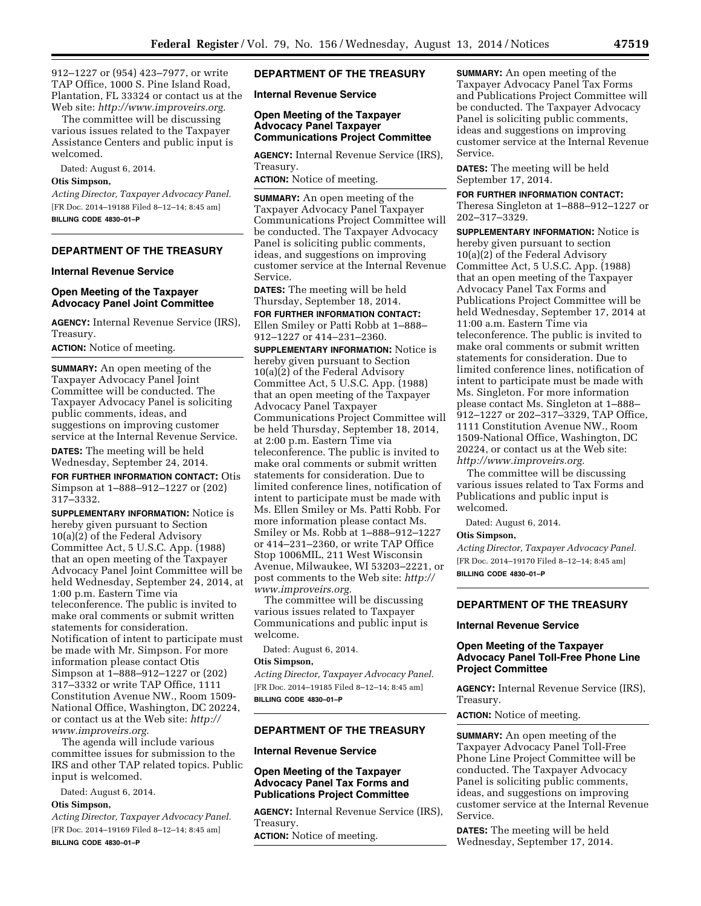912–1227 or (954) 423–7977, or write TAP Office, 1000 S. Pine Island Road, Plantation, FL 33324 or contact us at the Web site: *http://www.improveirs.org.*

The committee will be discussing various issues related to the Taxpayer Assistance Centers and public input is welcomed.

Dated: August 6, 2014.

**Otis Simpson,**

*Acting Director, Taxpayer Advocacy Panel.*

[FR Doc. 2014–19188 Filed 8–12–14; 8:45 am]

**BILLING CODE 4830–01–P**

## DEPARTMENT OF THE TREASURY

### Internal Revenue Service

### Open Meeting of the Taxpayer Advocacy Panel Joint Committee

**AGENCY:** Internal Revenue Service (IRS), Treasury.

**ACTION:** Notice of meeting.

**SUMMARY:** An open meeting of the Taxpayer Advocacy Panel Joint Committee will be conducted. The Taxpayer Advocacy Panel is soliciting public comments, ideas, and suggestions on improving customer service at the Internal Revenue Service.

**DATES:** The meeting will be held Wednesday, September 24, 2014.

**FOR FURTHER INFORMATION CONTACT:** Otis Simpson at 1–888–912–1227 or (202) 317–3332.

**SUPPLEMENTARY INFORMATION:** Notice is hereby given pursuant to Section 10(a)(2) of the Federal Advisory Committee Act, 5 U.S.C. App. (1988) that an open meeting of the Taxpayer Advocacy Panel Joint Committee will be held Wednesday, September 24, 2014, at 1:00 p.m. Eastern Time via teleconference. The public is invited to make oral comments or submit written statements for consideration. Notification of intent to participate must be made with Mr. Simpson. For more information please contact Otis Simpson at 1–888–912–1227 or (202) 317–3332 or write TAP Office, 1111 Constitution Avenue NW., Room 1509-National Office, Washington, DC 20224, or contact us at the Web site: *http://www.improveirs.org.*

The agenda will include various committee issues for submission to the IRS and other TAP related topics. Public input is welcomed.

Dated: August 6, 2014.

**Otis Simpson,**

*Acting Director, Taxpayer Advocacy Panel.*

[FR Doc. 2014–19169 Filed 8–12–14; 8:45 am]

**BILLING CODE 4830–01–P**

## DEPARTMENT OF THE TREASURY

### Internal Revenue Service

### Open Meeting of the Taxpayer Advocacy Panel Taxpayer Communications Project Committee

**AGENCY:** Internal Revenue Service (IRS), Treasury.

**ACTION:** Notice of meeting.

**SUMMARY:** An open meeting of the Taxpayer Advocacy Panel Taxpayer Communications Project Committee will be conducted. The Taxpayer Advocacy Panel is soliciting public comments, ideas, and suggestions on improving customer service at the Internal Revenue Service.

**DATES:** The meeting will be held Thursday, September 18, 2014.

**FOR FURTHER INFORMATION CONTACT:** Ellen Smiley or Patti Robb at 1–888–912–1227 or 414–231–2360.

**SUPPLEMENTARY INFORMATION:** Notice is hereby given pursuant to Section 10(a)(2) of the Federal Advisory Committee Act, 5 U.S.C. App. (1988) that an open meeting of the Taxpayer Advocacy Panel Taxpayer Communications Project Committee will be held Thursday, September 18, 2014, at 2:00 p.m. Eastern Time via teleconference. The public is invited to make oral comments or submit written statements for consideration. Due to limited conference lines, notification of intent to participate must be made with Ms. Ellen Smiley or Ms. Patti Robb. For more information please contact Ms. Smiley or Ms. Robb at 1–888–912–1227 or 414–231–2360, or write TAP Office Stop 1006MIL, 211 West Wisconsin Avenue, Milwaukee, WI 53203–2221, or post comments to the Web site: *http://www.improveirs.org.*

The committee will be discussing various issues related to Taxpayer Communications and public input is welcome.

Dated: August 6, 2014.

**Otis Simpson,**

*Acting Director, Taxpayer Advocacy Panel.*

[FR Doc. 2014–19185 Filed 8–12–14; 8:45 am]

**BILLING CODE 4830–01–P**

## DEPARTMENT OF THE TREASURY

### Internal Revenue Service

### Open Meeting of the Taxpayer Advocacy Panel Tax Forms and Publications Project Committee

**AGENCY:** Internal Revenue Service (IRS), Treasury.

**ACTION:** Notice of meeting.

**SUMMARY:** An open meeting of the Taxpayer Advocacy Panel Tax Forms and Publications Project Committee will be conducted. The Taxpayer Advocacy Panel is soliciting public comments, ideas and suggestions on improving customer service at the Internal Revenue Service.

**DATES:** The meeting will be held September 17, 2014.

**FOR FURTHER INFORMATION CONTACT:** Theresa Singleton at 1–888–912–1227 or 202–317–3329.

**SUPPLEMENTARY INFORMATION:** Notice is hereby given pursuant to section 10(a)(2) of the Federal Advisory Committee Act, 5 U.S.C. App. (1988) that an open meeting of the Taxpayer Advocacy Panel Tax Forms and Publications Project Committee will be held Wednesday, September 17, 2014 at 11:00 a.m. Eastern Time via teleconference. The public is invited to make oral comments or submit written statements for consideration. Due to limited conference lines, notification of intent to participate must be made with Ms. Singleton. For more information please contact Ms. Singleton at 1–888–912–1227 or 202–317–3329, TAP Office, 1111 Constitution Avenue NW., Room 1509-National Office, Washington, DC 20224, or contact us at the Web site: *http://www.improveirs.org.*

The committee will be discussing various issues related to Tax Forms and Publications and public input is welcomed.

Dated: August 6, 2014.

**Otis Simpson,**

*Acting Director, Taxpayer Advocacy Panel.*

[FR Doc. 2014–19170 Filed 8–12–14; 8:45 am]

**BILLING CODE 4830–01–P**

## DEPARTMENT OF THE TREASURY

### Internal Revenue Service

### Open Meeting of the Taxpayer Advocacy Panel Toll-Free Phone Line Project Committee

**AGENCY:** Internal Revenue Service (IRS), Treasury.

**ACTION:** Notice of meeting.

**SUMMARY:** An open meeting of the Taxpayer Advocacy Panel Toll-Free Phone Line Project Committee will be conducted. The Taxpayer Advocacy Panel is soliciting public comments, ideas, and suggestions on improving customer service at the Internal Revenue Service.

**DATES:** The meeting will be held Wednesday, September 17, 2014.